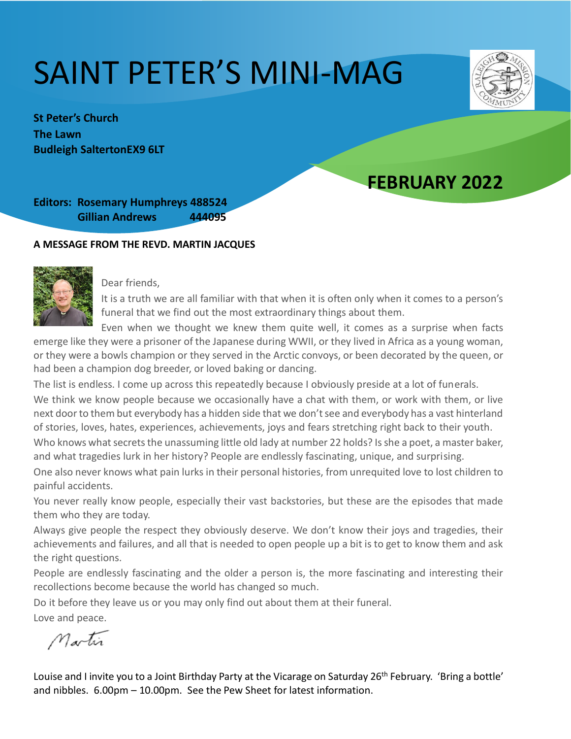# SAINT PETER'S MINI-MAG

**St Peter's Church**
**The Lawn**
**Budleigh SaltertonEX9 6LT**

## FEBRUARY 2022

**Editors: Rosemary Humphreys 488524**
**Gillian Andrews 444095**

### A MESSAGE FROM THE REVD. MARTIN JACQUES

Dear friends,

It is a truth we are all familiar with that when it is often only when it comes to a person's funeral that we find out the most extraordinary things about them.

Even when we thought we knew them quite well, it comes as a surprise when facts emerge like they were a prisoner of the Japanese during WWII, or they lived in Africa as a young woman, or they were a bowls champion or they served in the Arctic convoys, or been decorated by the queen, or had been a champion dog breeder, or loved baking or dancing.

The list is endless. I come up across this repeatedly because I obviously preside at a lot of funerals.

We think we know people because we occasionally have a chat with them, or work with them, or live next door to them but everybody has a hidden side that we don't see and everybody has a vast hinterland of stories, loves, hates, experiences, achievements, joys and fears stretching right back to their youth.

Who knows what secrets the unassuming little old lady at number 22 holds? Is she a poet, a master baker, and what tragedies lurk in her history? People are endlessly fascinating, unique, and surprising.

One also never knows what pain lurks in their personal histories, from unrequited love to lost children to painful accidents.

You never really know people, especially their vast backstories, but these are the episodes that made them who they are today.

Always give people the respect they obviously deserve. We don't know their joys and tragedies, their achievements and failures, and all that is needed to open people up a bit is to get to know them and ask the right questions.

People are endlessly fascinating and the older a person is, the more fascinating and interesting their recollections become because the world has changed so much.

Do it before they leave us or you may only find out about them at their funeral.

Love and peace.

Martin

Louise and I invite you to a Joint Birthday Party at the Vicarage on Saturday 26th February. 'Bring a bottle' and nibbles. 6.00pm – 10.00pm. See the Pew Sheet for latest information.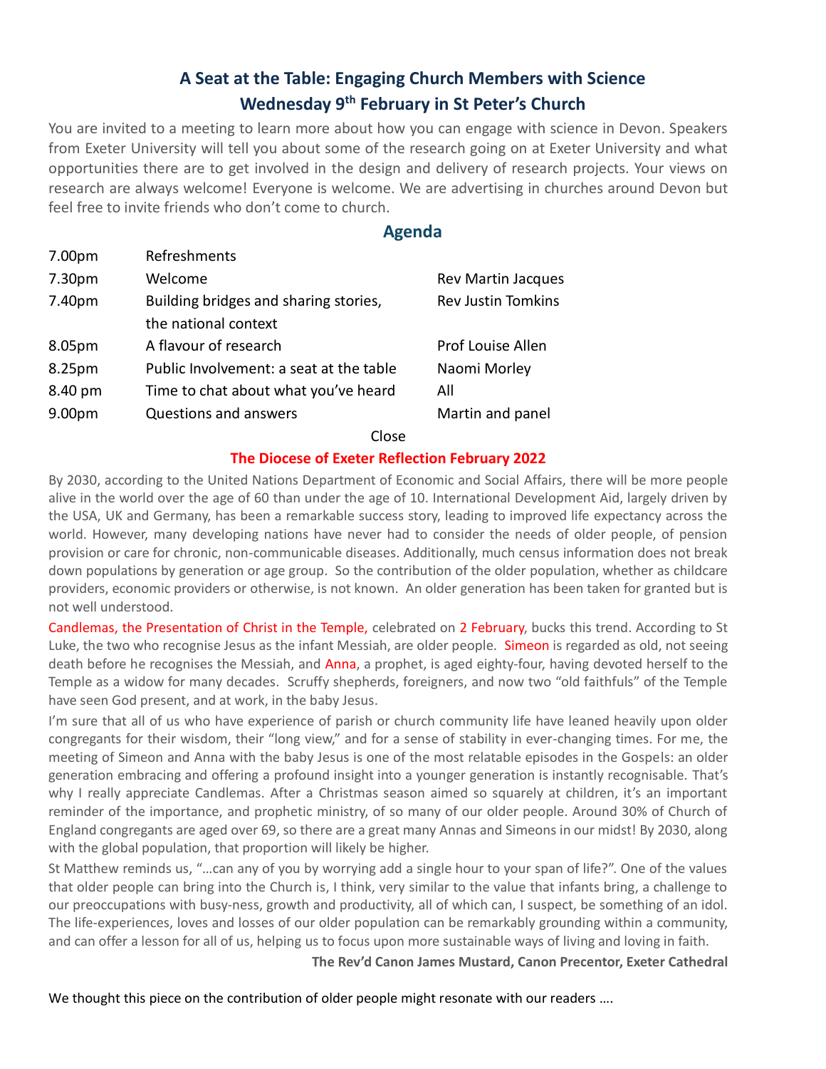## A Seat at the Table: Engaging Church Members with Science
## Wednesday 9th February in St Peter's Church

You are invited to a meeting to learn more about how you can engage with science in Devon. Speakers from Exeter University will tell you about some of the research going on at Exeter University and what opportunities there are to get involved in the design and delivery of research projects. Your views on research are always welcome! Everyone is welcome. We are advertising in churches around Devon but feel free to invite friends who don't come to church.

### Agenda

| | | |
|---|---|---|
| 7.00pm | Refreshments | |
| 7.30pm | Welcome | Rev Martin Jacques |
| 7.40pm | Building bridges and sharing stories, the national context | Rev Justin Tomkins |
| 8.05pm | A flavour of research | Prof Louise Allen |
| 8.25pm | Public Involvement: a seat at the table | Naomi Morley |
| 8.40 pm | Time to chat about what you've heard | All |
| 9.00pm | Questions and answers | Martin and panel |

Close

### The Diocese of Exeter Reflection February 2022

By 2030, according to the United Nations Department of Economic and Social Affairs, there will be more people alive in the world over the age of 60 than under the age of 10. International Development Aid, largely driven by the USA, UK and Germany, has been a remarkable success story, leading to improved life expectancy across the world. However, many developing nations have never had to consider the needs of older people, of pension provision or care for chronic, non-communicable diseases. Additionally, much census information does not break down populations by generation or age group. So the contribution of the older population, whether as childcare providers, economic providers or otherwise, is not known. An older generation has been taken for granted but is not well understood.

Candlemas, the Presentation of Christ in the Temple, celebrated on 2 February, bucks this trend. According to St Luke, the two who recognise Jesus as the infant Messiah, are older people. Simeon is regarded as old, not seeing death before he recognises the Messiah, and Anna, a prophet, is aged eighty-four, having devoted herself to the Temple as a widow for many decades. Scruffy shepherds, foreigners, and now two "old faithfuls" of the Temple have seen God present, and at work, in the baby Jesus.

I'm sure that all of us who have experience of parish or church community life have leaned heavily upon older congregants for their wisdom, their "long view," and for a sense of stability in ever-changing times. For me, the meeting of Simeon and Anna with the baby Jesus is one of the most relatable episodes in the Gospels: an older generation embracing and offering a profound insight into a younger generation is instantly recognisable. That's why I really appreciate Candlemas. After a Christmas season aimed so squarely at children, it's an important reminder of the importance, and prophetic ministry, of so many of our older people. Around 30% of Church of England congregants are aged over 69, so there are a great many Annas and Simeons in our midst! By 2030, along with the global population, that proportion will likely be higher.

St Matthew reminds us, "…can any of you by worrying add a single hour to your span of life?". One of the values that older people can bring into the Church is, I think, very similar to the value that infants bring, a challenge to our preoccupations with busy-ness, growth and productivity, all of which can, I suspect, be something of an idol. The life-experiences, loves and losses of our older population can be remarkably grounding within a community, and can offer a lesson for all of us, helping us to focus upon more sustainable ways of living and loving in faith.

**The Rev'd Canon James Mustard, Canon Precentor, Exeter Cathedral**

We thought this piece on the contribution of older people might resonate with our readers ….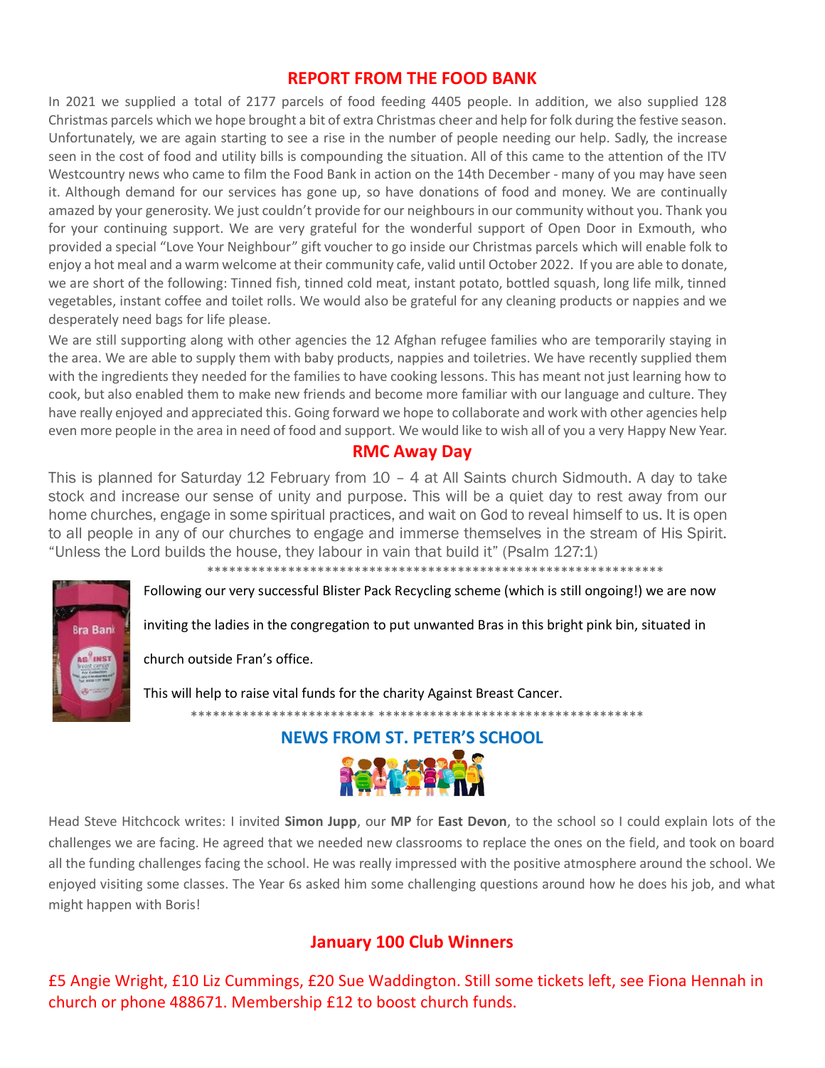## REPORT FROM THE FOOD BANK

In 2021 we supplied a total of 2177 parcels of food feeding 4405 people. In addition, we also supplied 128 Christmas parcels which we hope brought a bit of extra Christmas cheer and help for folk during the festive season. Unfortunately, we are again starting to see a rise in the number of people needing our help. Sadly, the increase seen in the cost of food and utility bills is compounding the situation. All of this came to the attention of the ITV Westcountry news who came to film the Food Bank in action on the 14th December - many of you may have seen it. Although demand for our services has gone up, so have donations of food and money. We are continually amazed by your generosity. We just couldn't provide for our neighbours in our community without you. Thank you for your continuing support. We are very grateful for the wonderful support of Open Door in Exmouth, who provided a special "Love Your Neighbour" gift voucher to go inside our Christmas parcels which will enable folk to enjoy a hot meal and a warm welcome at their community cafe, valid until October 2022. If you are able to donate, we are short of the following: Tinned fish, tinned cold meat, instant potato, bottled squash, long life milk, tinned vegetables, instant coffee and toilet rolls. We would also be grateful for any cleaning products or nappies and we desperately need bags for life please.

We are still supporting along with other agencies the 12 Afghan refugee families who are temporarily staying in the area. We are able to supply them with baby products, nappies and toiletries. We have recently supplied them with the ingredients they needed for the families to have cooking lessons. This has meant not just learning how to cook, but also enabled them to make new friends and become more familiar with our language and culture. They have really enjoyed and appreciated this. Going forward we hope to collaborate and work with other agencies help even more people in the area in need of food and support. We would like to wish all of you a very Happy New Year.

## RMC Away Day

This is planned for Saturday 12 February from 10 – 4 at All Saints church Sidmouth. A day to take stock and increase our sense of unity and purpose. This will be a quiet day to rest away from our home churches, engage in some spiritual practices, and wait on God to reveal himself to us. It is open to all people in any of our churches to engage and immerse themselves in the stream of His Spirit. "Unless the Lord builds the house, they labour in vain that build it" (Psalm 127:1)

***************************************************************

Following our very successful Blister Pack Recycling scheme (which is still ongoing!) we are now inviting the ladies in the congregation to put unwanted Bras in this bright pink bin, situated in church outside Fran's office.

This will help to raise vital funds for the charity Against Breast Cancer.

************************* ************************************

## NEWS FROM ST. PETER'S SCHOOL

Head Steve Hitchcock writes: I invited **Simon Jupp**, our **MP** for **East Devon**, to the school so I could explain lots of the challenges we are facing. He agreed that we needed new classrooms to replace the ones on the field, and took on board all the funding challenges facing the school. He was really impressed with the positive atmosphere around the school. We enjoyed visiting some classes. The Year 6s asked him some challenging questions around how he does his job, and what might happen with Boris!

## January 100 Club Winners

£5 Angie Wright, £10 Liz Cummings, £20 Sue Waddington. Still some tickets left, see Fiona Hennah in church or phone 488671. Membership £12 to boost church funds.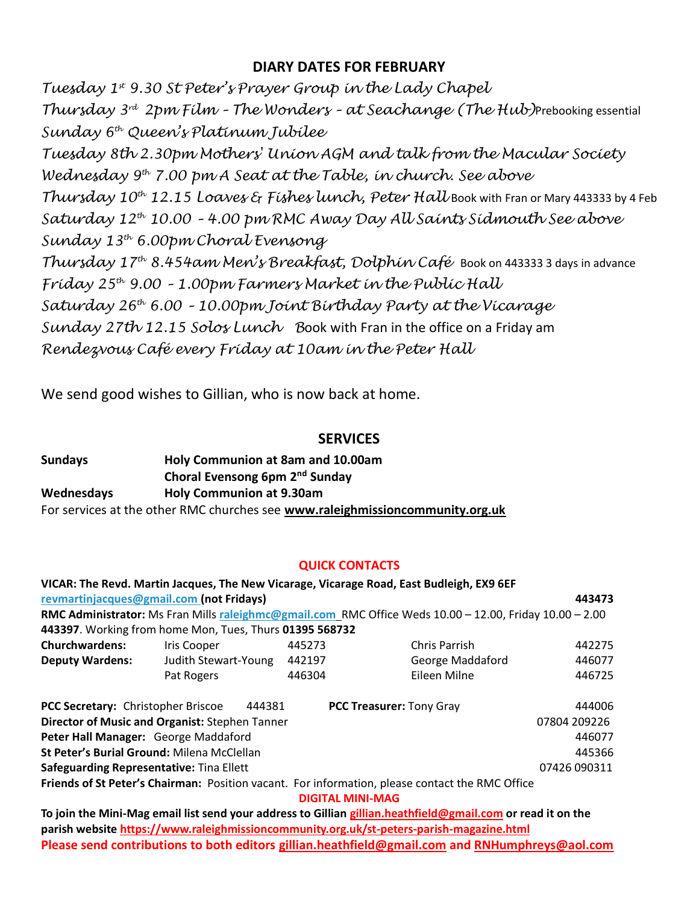## DIARY DATES FOR FEBRUARY

*Tuesday 1st 9.30 St Peter's Prayer Group in the Lady Chapel*
*Thursday 3rd 2pm Film – The Wonders – at Seachange (The Hub)* Prebooking essential
*Sunday 6th Queen's Platinum Jubilee*
*Tuesday 8th 2.30pm Mothers' Union AGM and talk from the Macular Society*
*Wednesday 9th 7.00 pm A Seat at the Table, in church. See above*
*Thursday 10th 12.15 Loaves & Fishes lunch, Peter Hall* Book with Fran or Mary 443333 by 4 Feb
*Saturday 12th 10.00 – 4.00 pm RMC Away Day All Saints Sidmouth See above*
*Sunday 13th 6.00pm Choral Evensong*
*Thursday 17th 8.454am Men's Breakfast, Dolphin Café* Book on 443333 3 days in advance
*Friday 25th 9.00 – 1.00pm Farmers Market in the Public Hall*
*Saturday 26th 6.00 – 10.00pm Joint Birthday Party at the Vicarage*
*Sunday 27th 12.15 Solos Lunch* Book with Fran in the office on a Friday am
*Rendezvous Café every Friday at 10am in the Peter Hall*

We send good wishes to Gillian, who is now back at home.

## SERVICES

| | |
|---|---|
| **Sundays** | **Holy Communion at 8am and 10.00am** |
| | **Choral Evensong 6pm 2nd Sunday** |
| **Wednesdays** | **Holy Communion at 9.30am** |

For services at the other RMC churches see **www.raleighmissioncommunity.org.uk**

## QUICK CONTACTS

**VICAR: The Revd. Martin Jacques, The New Vicarage, Vicarage Road, East Budleigh, EX9 6EF**
**revmartinjacques@gmail.com (not Fridays)** **443473**

**RMC Administrator:** Ms Fran Mills **raleighmc@gmail.com** RMC Office Weds 10.00 – 12.00, Friday 10.00 – 2.00
**443397**. Working from home Mon, Tues, Thurs **01395 568732**

| | | | | |
|---|---|---|---|---|
| **Churchwardens:** | Iris Cooper | 445273 | Chris Parrish | 442275 |
| **Deputy Wardens:** | Judith Stewart-Young | 442197 | George Maddaford | 446077 |
| | Pat Rogers | 446304 | Eileen Milne | 446725 |

**PCC Secretary:** Christopher Briscoe 444381 **PCC Treasurer:** Tony Gray 444006
**Director of Music and Organist:** Stephen Tanner 07804 209226
**Peter Hall Manager:** George Maddaford 446077
**St Peter's Burial Ground:** Milena McClellan 445366
**Safeguarding Representative:** Tina Ellett 07426 090311
**Friends of St Peter's Chairman:** Position vacant. For information, please contact the RMC Office

**DIGITAL MINI-MAG**

**To join the Mini-Mag email list send your address to Gillian gillian.heathfield@gmail.com or read it on the parish website https://www.raleighmissioncommunity.org.uk/st-peters-parish-magazine.html**
**Please send contributions to both editors gillian.heathfield@gmail.com and RNHumphreys@aol.com**